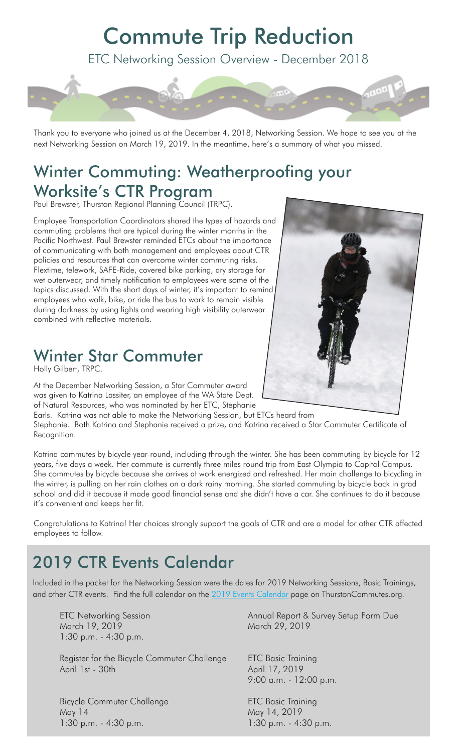# Commute Trip Reduction

ETC Networking Session Overview - December 2018

Thank you to everyone who joined us at the December 4, 2018, Networking Session. We hope to see you at the next Networking Session on March 19, 2019. In the meantime, here's a summary of what you missed.

## Winter Commuting: Weatherproofing your Worksite's CTR Program

Paul Brewster, Thurston Regional Planning Council (TRPC).

Employee Transportation Coordinators shared the types of hazards and commuting problems that are typical during the winter months in the Pacific Northwest. Paul Brewster reminded ETCs about the importance of communicating with both management and employees about CTR policies and resources that can overcome winter commuting risks. Flextime, telework, SAFE-Ride, covered bike parking, dry storage for wet outerwear, and timely notification to employees were some of the topics discussed. With the short days of winter, it's important to remind employees who walk, bike, or ride the bus to work to remain visible during darkness by using lights and wearing high visibility outerwear combined with reflective materials.

## Winter Star Commuter

Holly Gilbert, TRPC.

At the December Networking Session, a Star Commuter award was given to Katrina Lassiter, an employee of the WA State Dept. of Natural Resources, who was nominated by her ETC, Stephanie Earls. Katrina was not able to make the Networking Session, but ETCs heard from Stephanie. Both Katrina and Stephanie received a prize, and Katrina received a Star Commuter Certificate of Recognition.

Katrina commutes by bicycle year-round, including through the winter. She has been commuting by bicycle for 12 years, five days a week. Her commute is currently three miles round trip from East Olympia to Capitol Campus. She commutes by bicycle because she arrives at work energized and refreshed. Her main challenge to bicycling in the winter, is pulling on her rain clothes on a dark rainy morning. She started commuting by bicycle back in grad school and did it because it made good financial sense and she didn't have a car. She continues to do it because it's convenient and keeps her fit.

Congratulations to Katrina! Her choices strongly support the goals of CTR and are a model for other CTR affected employees to follow.

## 2019 CTR Events Calendar

Included in the packet for the Networking Session were the dates for 2019 Networking Sessions, Basic Trainings, and other CTR events. Find the full calendar on the [2019 Events Calendar] page on ThurstonCommutes.org.

ETC Networking Session
March 19, 2019
1:30 p.m. - 4:30 p.m.

Annual Report & Survey Setup Form Due
March 29, 2019

Register for the Bicycle Commuter Challenge
April 1st - 30th

ETC Basic Training
April 17, 2019
9:00 a.m. - 12:00 p.m.

Bicycle Commuter Challenge
May 14
1:30 p.m. - 4:30 p.m.

ETC Basic Training
May 14, 2019
1:30 p.m. - 4:30 p.m.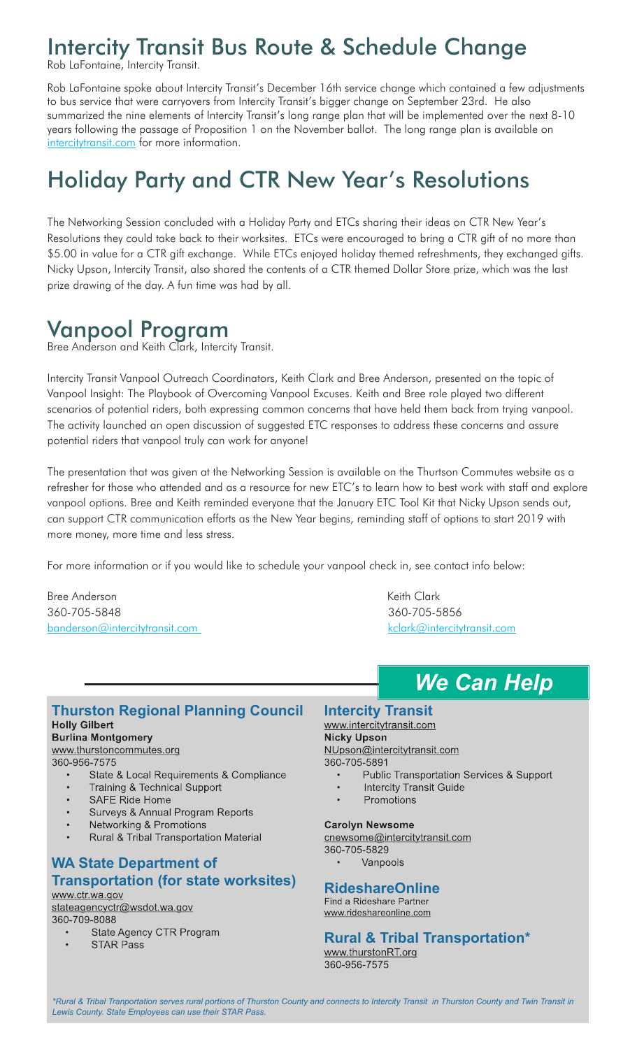# Intercity Transit Bus Route & Schedule Change

Rob LaFontaine, Intercity Transit.

Rob LaFontaine spoke about Intercity Transit's December 16th service change which contained a few adjustments to bus service that were carryovers from Intercity Transit's bigger change on September 23rd. He also summarized the nine elements of Intercity Transit's long range plan that will be implemented over the next 8-10 years following the passage of Proposition 1 on the November ballot. The long range plan is available on intercitytransit.com for more information.

# Holiday Party and CTR New Year's Resolutions

The Networking Session concluded with a Holiday Party and ETCs sharing their ideas on CTR New Year's Resolutions they could take back to their worksites. ETCs were encouraged to bring a CTR gift of no more than $5.00 in value for a CTR gift exchange. While ETCs enjoyed holiday themed refreshments, they exchanged gifts. Nicky Upson, Intercity Transit, also shared the contents of a CTR themed Dollar Store prize, which was the last prize drawing of the day. A fun time was had by all.

# Vanpool Program

Bree Anderson and Keith Clark, Intercity Transit.

Intercity Transit Vanpool Outreach Coordinators, Keith Clark and Bree Anderson, presented on the topic of Vanpool Insight: The Playbook of Overcoming Vanpool Excuses. Keith and Bree role played two different scenarios of potential riders, both expressing common concerns that have held them back from trying vanpool. The activity launched an open discussion of suggested ETC responses to address these concerns and assure potential riders that vanpool truly can work for anyone!

The presentation that was given at the Networking Session is available on the Thurtson Commutes website as a refresher for those who attended and as a resource for new ETC's to learn how to best work with staff and explore vanpool options. Bree and Keith reminded everyone that the January ETC Tool Kit that Nicky Upson sends out, can support CTR communication efforts as the New Year begins, reminding staff of options to start 2019 with more money, more time and less stress.

For more information or if you would like to schedule your vanpool check in, see contact info below:

Bree Anderson
360-705-5848
banderson@intercitytransit.com

Keith Clark
360-705-5856
kclark@intercitytransit.com

## *We Can Help*

### Thurston Regional Planning Council

**Holly Gilbert**
**Burlina Montgomery**
www.thurstoncommutes.org
360-956-7575

- State & Local Requirements & Compliance
- Training & Technical Support
- SAFE Ride Home
- Surveys & Annual Program Reports
- Networking & Promotions
- Rural & Tribal Transportation Material

### WA State Department of Transportation (for state worksites)

www.ctr.wa.gov
stateagencyctr@wsdot.wa.gov
360-709-8088

- State Agency CTR Program
- STAR Pass

### Intercity Transit

www.intercitytransit.com
**Nicky Upson**
NUpson@intercitytransit.com
360-705-5891

- Public Transportation Services & Support
- Intercity Transit Guide
- Promotions

**Carolyn Newsome**
cnewsome@intercitytransit.com
360-705-5829

- Vanpools

### RideshareOnline

Find a Rideshare Partner
www.rideshareonline.com

### Rural & Tribal Transportation*

www.thurstonRT.org
360-956-7575

*\*Rural & Tribal Tranportation serves rural portions of Thurston County and connects to Intercity Transit in Thurston County and Twin Transit in Lewis County. State Employees can use their STAR Pass.*